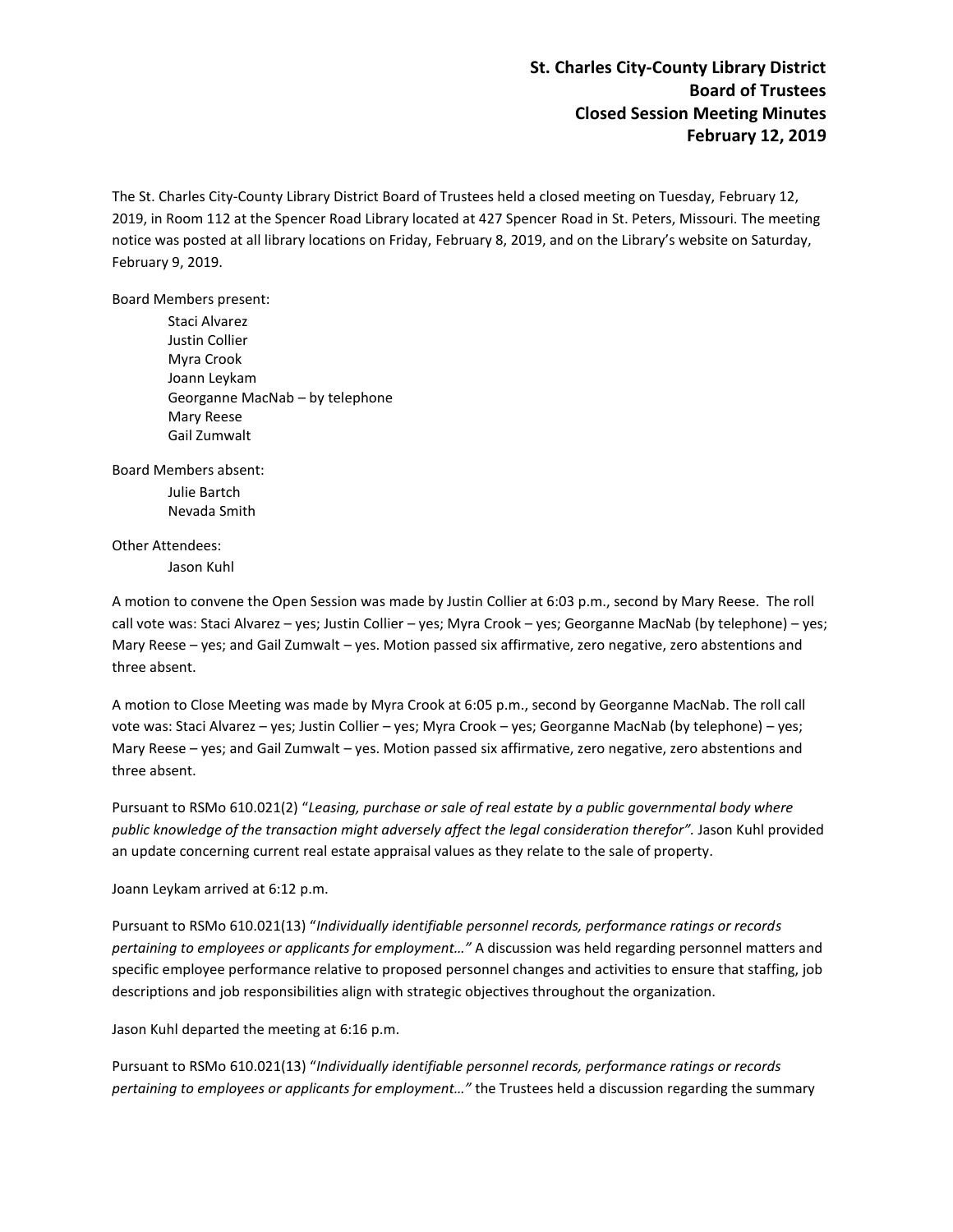# St. Charles City-County Library District
## Board of Trustees
## Closed Session Meeting Minutes
## February 12, 2019

The St. Charles City-County Library District Board of Trustees held a closed meeting on Tuesday, February 12, 2019, in Room 112 at the Spencer Road Library located at 427 Spencer Road in St. Peters, Missouri. The meeting notice was posted at all library locations on Friday, February 8, 2019, and on the Library's website on Saturday, February 9, 2019.

Board Members present:

- Staci Alvarez
- Justin Collier
- Myra Crook
- Joann Leykam
- Georganne MacNab – by telephone
- Mary Reese
- Gail Zumwalt

Board Members absent:

- Julie Bartch
- Nevada Smith

Other Attendees:

- Jason Kuhl

A motion to convene the Open Session was made by Justin Collier at 6:03 p.m., second by Mary Reese. The roll call vote was: Staci Alvarez – yes; Justin Collier – yes; Myra Crook – yes; Georganne MacNab (by telephone) – yes; Mary Reese – yes; and Gail Zumwalt – yes. Motion passed six affirmative, zero negative, zero abstentions and three absent.

A motion to Close Meeting was made by Myra Crook at 6:05 p.m., second by Georganne MacNab. The roll call vote was: Staci Alvarez – yes; Justin Collier – yes; Myra Crook – yes; Georganne MacNab (by telephone) – yes; Mary Reese – yes; and Gail Zumwalt – yes. Motion passed six affirmative, zero negative, zero abstentions and three absent.

Pursuant to RSMo 610.021(2) "*Leasing, purchase or sale of real estate by a public governmental body where public knowledge of the transaction might adversely affect the legal consideration therefor".* Jason Kuhl provided an update concerning current real estate appraisal values as they relate to the sale of property.

Joann Leykam arrived at 6:12 p.m.

Pursuant to RSMo 610.021(13) "*Individually identifiable personnel records, performance ratings or records pertaining to employees or applicants for employment…"* A discussion was held regarding personnel matters and specific employee performance relative to proposed personnel changes and activities to ensure that staffing, job descriptions and job responsibilities align with strategic objectives throughout the organization.

Jason Kuhl departed the meeting at 6:16 p.m.

Pursuant to RSMo 610.021(13) "*Individually identifiable personnel records, performance ratings or records pertaining to employees or applicants for employment…"* the Trustees held a discussion regarding the summary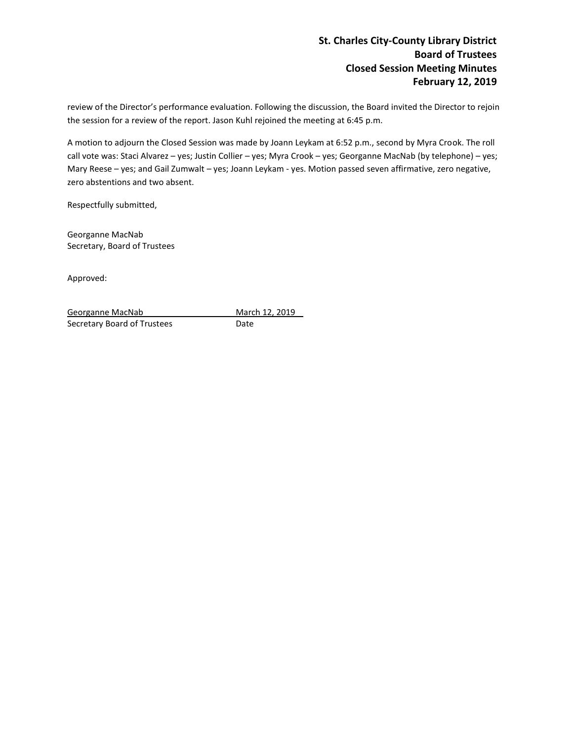review of the Director's performance evaluation. Following the discussion, the Board invited the Director to rejoin the session for a review of the report. Jason Kuhl rejoined the meeting at 6:45 p.m.

A motion to adjourn the Closed Session was made by Joann Leykam at 6:52 p.m., second by Myra Crook. The roll call vote was: Staci Alvarez – yes; Justin Collier – yes; Myra Crook – yes; Georganne MacNab (by telephone) – yes; Mary Reese – yes; and Gail Zumwalt – yes; Joann Leykam - yes. Motion passed seven affirmative, zero negative, zero abstentions and two absent.

Respectfully submitted,

Georganne MacNab
Secretary, Board of Trustees

Approved:

| | |
|---|---|
| Georganne MacNab | March 12, 2019 |
| Secretary Board of Trustees | Date |